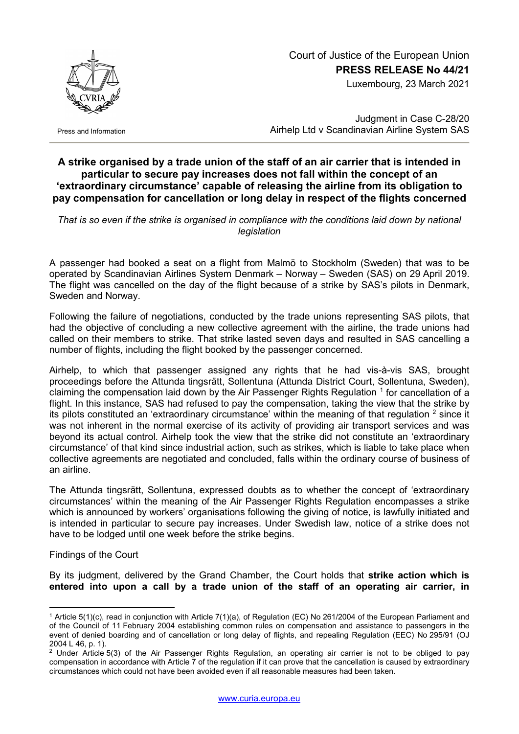Court of Justice of the European Union
**PRESS RELEASE No 44/21**
Luxembourg, 23 March 2021

Press and Information

Judgment in Case C-28/20
Airhelp Ltd v Scandinavian Airline System SAS

## A strike organised by a trade union of the staff of an air carrier that is intended in particular to secure pay increases does not fall within the concept of an 'extraordinary circumstance' capable of releasing the airline from its obligation to pay compensation for cancellation or long delay in respect of the flights concerned

*That is so even if the strike is organised in compliance with the conditions laid down by national legislation*

A passenger had booked a seat on a flight from Malmö to Stockholm (Sweden) that was to be operated by Scandinavian Airlines System Denmark – Norway – Sweden (SAS) on 29 April 2019. The flight was cancelled on the day of the flight because of a strike by SAS's pilots in Denmark, Sweden and Norway.

Following the failure of negotiations, conducted by the trade unions representing SAS pilots, that had the objective of concluding a new collective agreement with the airline, the trade unions had called on their members to strike. That strike lasted seven days and resulted in SAS cancelling a number of flights, including the flight booked by the passenger concerned.

Airhelp, to which that passenger assigned any rights that he had vis-à-vis SAS, brought proceedings before the Attunda tingsrätt, Sollentuna (Attunda District Court, Sollentuna, Sweden), claiming the compensation laid down by the Air Passenger Rights Regulation [1] for cancellation of a flight. In this instance, SAS had refused to pay the compensation, taking the view that the strike by its pilots constituted an 'extraordinary circumstance' within the meaning of that regulation [2] since it was not inherent in the normal exercise of its activity of providing air transport services and was beyond its actual control. Airhelp took the view that the strike did not constitute an 'extraordinary circumstance' of that kind since industrial action, such as strikes, which is liable to take place when collective agreements are negotiated and concluded, falls within the ordinary course of business of an airline.

The Attunda tingsrätt, Sollentuna, expressed doubts as to whether the concept of 'extraordinary circumstances' within the meaning of the Air Passenger Rights Regulation encompasses a strike which is announced by workers' organisations following the giving of notice, is lawfully initiated and is intended in particular to secure pay increases. Under Swedish law, notice of a strike does not have to be lodged until one week before the strike begins.

Findings of the Court

By its judgment, delivered by the Grand Chamber, the Court holds that **strike action which is entered into upon a call by a trade union of the staff of an operating air carrier, in**

[1] Article 5(1)(c), read in conjunction with Article 7(1)(a), of Regulation (EC) No 261/2004 of the European Parliament and of the Council of 11 February 2004 establishing common rules on compensation and assistance to passengers in the event of denied boarding and of cancellation or long delay of flights, and repealing Regulation (EEC) No 295/91 (OJ 2004 L 46, p. 1).

[2] Under Article 5(3) of the Air Passenger Rights Regulation, an operating air carrier is not to be obliged to pay compensation in accordance with Article 7 of the regulation if it can prove that the cancellation is caused by extraordinary circumstances which could not have been avoided even if all reasonable measures had been taken.

www.curia.europa.eu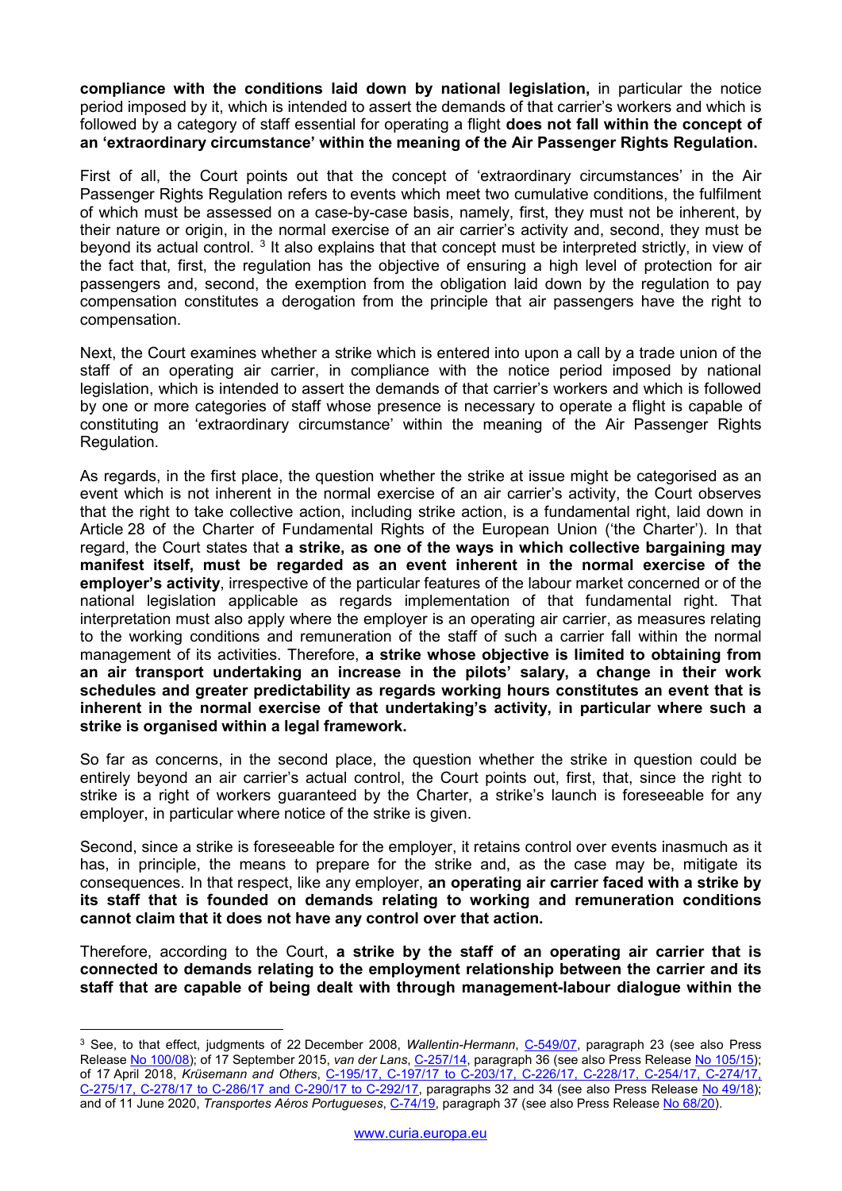**compliance with the conditions laid down by national legislation,** in particular the notice period imposed by it, which is intended to assert the demands of that carrier's workers and which is followed by a category of staff essential for operating a flight **does not fall within the concept of an 'extraordinary circumstance' within the meaning of the Air Passenger Rights Regulation.**

First of all, the Court points out that the concept of 'extraordinary circumstances' in the Air Passenger Rights Regulation refers to events which meet two cumulative conditions, the fulfilment of which must be assessed on a case-by-case basis, namely, first, they must not be inherent, by their nature or origin, in the normal exercise of an air carrier's activity and, second, they must be beyond its actual control. [3] It also explains that that concept must be interpreted strictly, in view of the fact that, first, the regulation has the objective of ensuring a high level of protection for air passengers and, second, the exemption from the obligation laid down by the regulation to pay compensation constitutes a derogation from the principle that air passengers have the right to compensation.

Next, the Court examines whether a strike which is entered into upon a call by a trade union of the staff of an operating air carrier, in compliance with the notice period imposed by national legislation, which is intended to assert the demands of that carrier's workers and which is followed by one or more categories of staff whose presence is necessary to operate a flight is capable of constituting an 'extraordinary circumstance' within the meaning of the Air Passenger Rights Regulation.

As regards, in the first place, the question whether the strike at issue might be categorised as an event which is not inherent in the normal exercise of an air carrier's activity, the Court observes that the right to take collective action, including strike action, is a fundamental right, laid down in Article 28 of the Charter of Fundamental Rights of the European Union ('the Charter'). In that regard, the Court states that **a strike, as one of the ways in which collective bargaining may manifest itself, must be regarded as an event inherent in the normal exercise of the employer's activity**, irrespective of the particular features of the labour market concerned or of the national legislation applicable as regards implementation of that fundamental right. That interpretation must also apply where the employer is an operating air carrier, as measures relating to the working conditions and remuneration of the staff of such a carrier fall within the normal management of its activities. Therefore, **a strike whose objective is limited to obtaining from an air transport undertaking an increase in the pilots' salary, a change in their work schedules and greater predictability as regards working hours constitutes an event that is inherent in the normal exercise of that undertaking's activity, in particular where such a strike is organised within a legal framework.**

So far as concerns, in the second place, the question whether the strike in question could be entirely beyond an air carrier's actual control, the Court points out, first, that, since the right to strike is a right of workers guaranteed by the Charter, a strike's launch is foreseeable for any employer, in particular where notice of the strike is given.

Second, since a strike is foreseeable for the employer, it retains control over events inasmuch as it has, in principle, the means to prepare for the strike and, as the case may be, mitigate its consequences. In that respect, like any employer, **an operating air carrier faced with a strike by its staff that is founded on demands relating to working and remuneration conditions cannot claim that it does not have any control over that action.**

Therefore, according to the Court, **a strike by the staff of an operating air carrier that is connected to demands relating to the employment relationship between the carrier and its staff that are capable of being dealt with through management-labour dialogue within the**

---

[3] See, to that effect, judgments of 22 December 2008, *Wallentin-Hermann*, C-549/07, paragraph 23 (see also Press Release No 100/08); of 17 September 2015, *van der Lans*, C-257/14, paragraph 36 (see also Press Release No 105/15); of 17 April 2018, *Krüsemann and Others*, C-195/17, C-197/17 to C-203/17, C-226/17, C-228/17, C-254/17, C-274/17, C-275/17, C-278/17 to C-286/17 and C-290/17 to C-292/17, paragraphs 32 and 34 (see also Press Release No 49/18); and of 11 June 2020, *Transportes Aéros Portugueses*, C-74/19, paragraph 37 (see also Press Release No 68/20).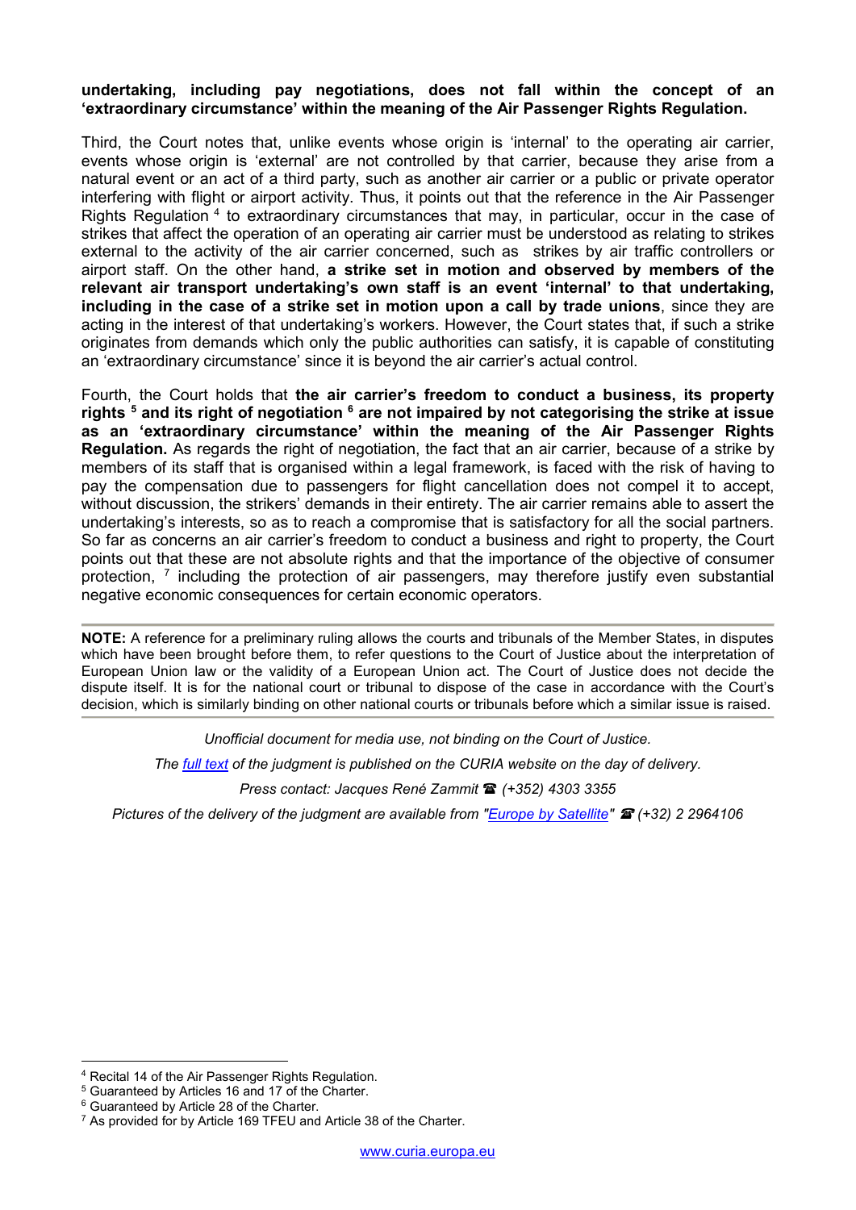**undertaking, including pay negotiations, does not fall within the concept of an 'extraordinary circumstance' within the meaning of the Air Passenger Rights Regulation.**

Third, the Court notes that, unlike events whose origin is 'internal' to the operating air carrier, events whose origin is 'external' are not controlled by that carrier, because they arise from a natural event or an act of a third party, such as another air carrier or a public or private operator interfering with flight or airport activity. Thus, it points out that the reference in the Air Passenger Rights Regulation [4] to extraordinary circumstances that may, in particular, occur in the case of strikes that affect the operation of an operating air carrier must be understood as relating to strikes external to the activity of the air carrier concerned, such as strikes by air traffic controllers or airport staff. On the other hand, **a strike set in motion and observed by members of the relevant air transport undertaking's own staff is an event 'internal' to that undertaking, including in the case of a strike set in motion upon a call by trade unions**, since they are acting in the interest of that undertaking's workers. However, the Court states that, if such a strike originates from demands which only the public authorities can satisfy, it is capable of constituting an 'extraordinary circumstance' since it is beyond the air carrier's actual control.

Fourth, the Court holds that **the air carrier's freedom to conduct a business, its property rights [5] and its right of negotiation [6] are not impaired by not categorising the strike at issue as an 'extraordinary circumstance' within the meaning of the Air Passenger Rights Regulation.** As regards the right of negotiation, the fact that an air carrier, because of a strike by members of its staff that is organised within a legal framework, is faced with the risk of having to pay the compensation due to passengers for flight cancellation does not compel it to accept, without discussion, the strikers' demands in their entirety. The air carrier remains able to assert the undertaking's interests, so as to reach a compromise that is satisfactory for all the social partners. So far as concerns an air carrier's freedom to conduct a business and right to property, the Court points out that these are not absolute rights and that the importance of the objective of consumer protection, [7] including the protection of air passengers, may therefore justify even substantial negative economic consequences for certain economic operators.

---

**NOTE:** A reference for a preliminary ruling allows the courts and tribunals of the Member States, in disputes which have been brought before them, to refer questions to the Court of Justice about the interpretation of European Union law or the validity of a European Union act. The Court of Justice does not decide the dispute itself. It is for the national court or tribunal to dispose of the case in accordance with the Court's decision, which is similarly binding on other national courts or tribunals before which a similar issue is raised.

---

*Unofficial document for media use, not binding on the Court of Justice.*

*The full text of the judgment is published on the CURIA website on the day of delivery.*

*Press contact: Jacques René Zammit ☎ (+352) 4303 3355*

*Pictures of the delivery of the judgment are available from "Europe by Satellite" ☎ (+32) 2 2964106*

---

[4] Recital 14 of the Air Passenger Rights Regulation.

[5] Guaranteed by Articles 16 and 17 of the Charter.

[6] Guaranteed by Article 28 of the Charter.

[7] As provided for by Article 169 TFEU and Article 38 of the Charter.

www.curia.europa.eu